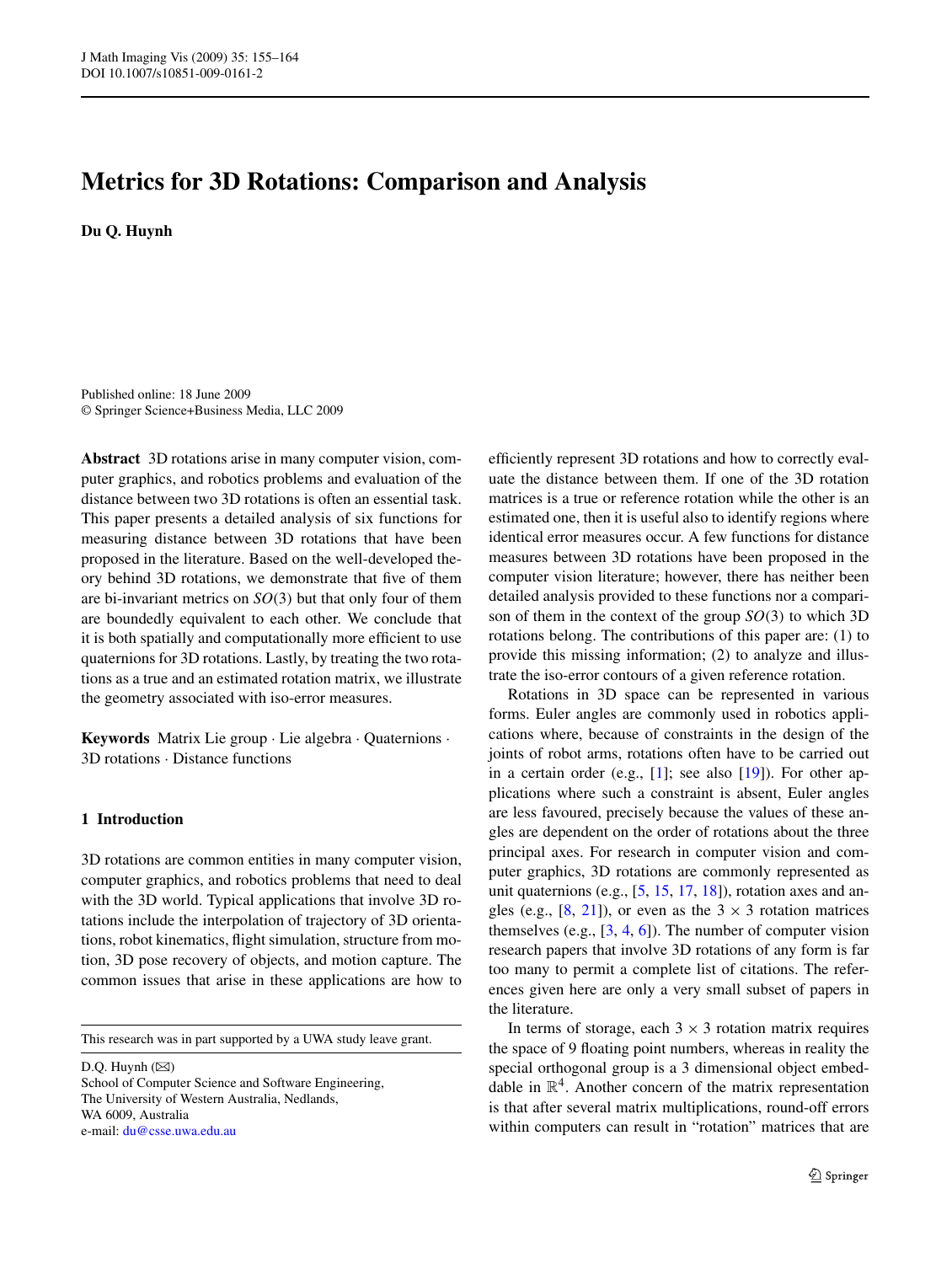# Metrics for 3D Rotations: Comparison and Analysis

**Du Q. Huynh**

Published online: 18 June 2009
© Springer Science+Business Media, LLC 2009

**Abstract** 3D rotations arise in many computer vision, computer graphics, and robotics problems and evaluation of the distance between two 3D rotations is often an essential task. This paper presents a detailed analysis of six functions for measuring distance between 3D rotations that have been proposed in the literature. Based on the well-developed theory behind 3D rotations, we demonstrate that five of them are bi-invariant metrics on $SO(3)$ but that only four of them are boundedly equivalent to each other. We conclude that it is both spatially and computationally more efficient to use quaternions for 3D rotations. Lastly, by treating the two rotations as a true and an estimated rotation matrix, we illustrate the geometry associated with iso-error measures.

**Keywords** Matrix Lie group · Lie algebra · Quaternions · 3D rotations · Distance functions

## 1 Introduction

3D rotations are common entities in many computer vision, computer graphics, and robotics problems that need to deal with the 3D world. Typical applications that involve 3D rotations include the interpolation of trajectory of 3D orientations, robot kinematics, flight simulation, structure from motion, 3D pose recovery of objects, and motion capture. The common issues that arise in these applications are how to efficiently represent 3D rotations and how to correctly evaluate the distance between them. If one of the 3D rotation matrices is a true or reference rotation while the other is an estimated one, then it is useful also to identify regions where identical error measures occur. A few functions for distance measures between 3D rotations have been proposed in the computer vision literature; however, there has neither been detailed analysis provided to these functions nor a comparison of them in the context of the group $SO(3)$ to which 3D rotations belong. The contributions of this paper are: (1) to provide this missing information; (2) to analyze and illustrate the iso-error contours of a given reference rotation.

Rotations in 3D space can be represented in various forms. Euler angles are commonly used in robotics applications where, because of constraints in the design of the joints of robot arms, rotations often have to be carried out in a certain order (e.g., [1]; see also [19]). For other applications where such a constraint is absent, Euler angles are less favoured, precisely because the values of these angles are dependent on the order of rotations about the three principal axes. For research in computer vision and computer graphics, 3D rotations are commonly represented as unit quaternions (e.g., [5, 15, 17, 18]), rotation axes and angles (e.g., [8, 21]), or even as the $3 \times 3$ rotation matrices themselves (e.g., [3, 4, 6]). The number of computer vision research papers that involve 3D rotations of any form is far too many to permit a complete list of citations. The references given here are only a very small subset of papers in the literature.

In terms of storage, each $3 \times 3$ rotation matrix requires the space of 9 floating point numbers, whereas in reality the special orthogonal group is a 3 dimensional object embeddable in $\mathbb{R}^4$. Another concern of the matrix representation is that after several matrix multiplications, round-off errors within computers can result in "rotation" matrices that are

This research was in part supported by a UWA study leave grant.

D.Q. Huynh (✉)
School of Computer Science and Software Engineering,
The University of Western Australia, Nedlands,
WA 6009, Australia
e-mail: du@csse.uwa.edu.au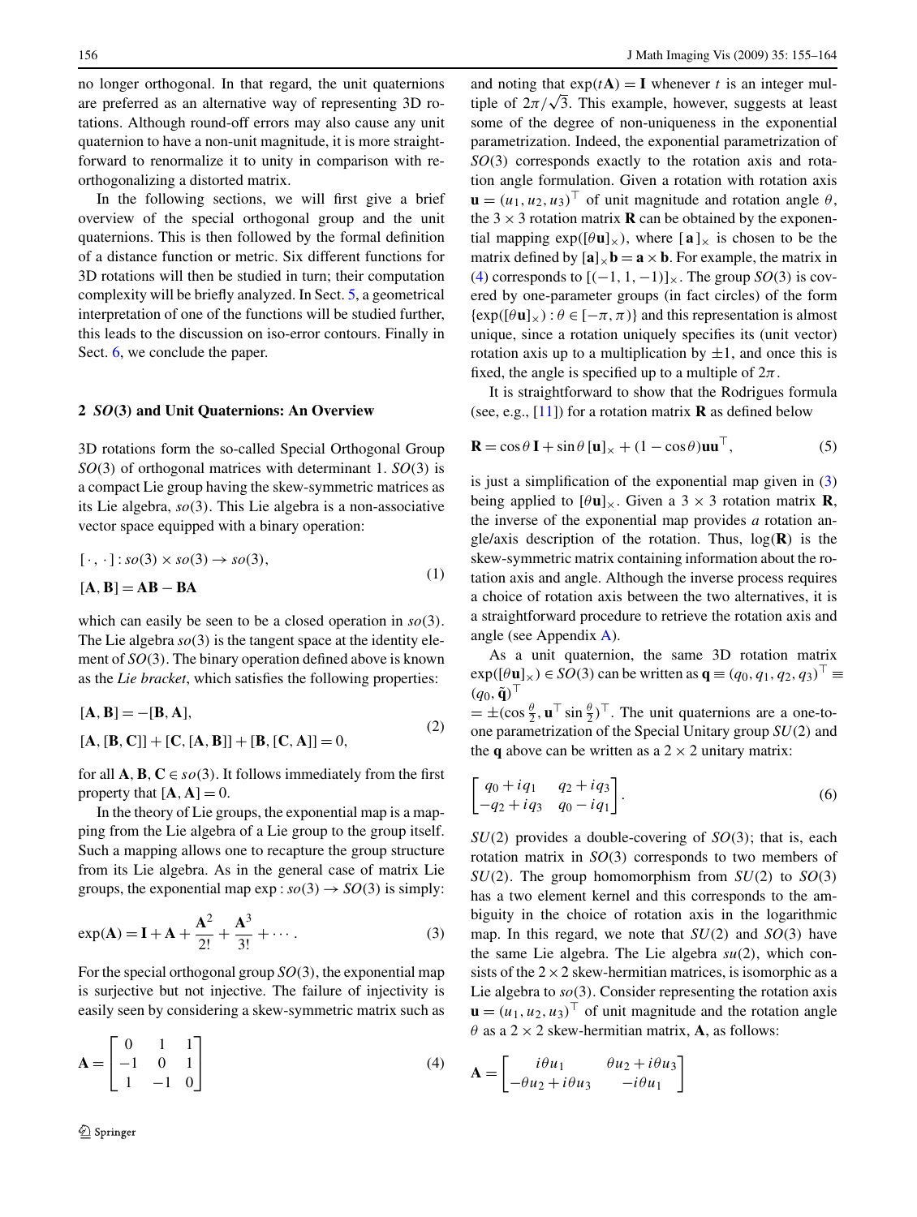no longer orthogonal. In that regard, the unit quaternions are preferred as an alternative way of representing 3D rotations. Although round-off errors may also cause any unit quaternion to have a non-unit magnitude, it is more straightforward to renormalize it to unity in comparison with re-orthogonalizing a distorted matrix.

In the following sections, we will first give a brief overview of the special orthogonal group and the unit quaternions. This is then followed by the formal definition of a distance function or metric. Six different functions for 3D rotations will then be studied in turn; their computation complexity will be briefly analyzed. In Sect. 5, a geometrical interpretation of one of the functions will be studied further, this leads to the discussion on iso-error contours. Finally in Sect. 6, we conclude the paper.

## 2 *SO*(3) and Unit Quaternions: An Overview

3D rotations form the so-called Special Orthogonal Group $SO(3)$ of orthogonal matrices with determinant 1. $SO(3)$ is a compact Lie group having the skew-symmetric matrices as its Lie algebra, $so(3)$. This Lie algebra is a non-associative vector space equipped with a binary operation:

$$
\begin{aligned}
&[\cdot,\cdot]: so(3)\times so(3)\rightarrow so(3),\\
&[\mathbf{A},\mathbf{B}]=\mathbf{AB}-\mathbf{BA}
\end{aligned}
\tag{1}
$$

which can easily be seen to be a closed operation in $so(3)$. The Lie algebra $so(3)$ is the tangent space at the identity element of $SO(3)$. The binary operation defined above is known as the *Lie bracket*, which satisfies the following properties:

$$
\begin{aligned}
&[\mathbf{A},\mathbf{B}]=-[\mathbf{B},\mathbf{A}],\\
&[\mathbf{A},[\mathbf{B},\mathbf{C}]]+[\mathbf{C},[\mathbf{A},\mathbf{B}]]+[\mathbf{B},[\mathbf{C},\mathbf{A}]]=0,
\end{aligned}
\tag{2}
$$

for all $\mathbf{A},\mathbf{B},\mathbf{C}\in so(3)$. It follows immediately from the first property that $[\mathbf{A},\mathbf{A}]=0$.

In the theory of Lie groups, the exponential map is a mapping from the Lie algebra of a Lie group to the group itself. Such a mapping allows one to recapture the group structure from its Lie algebra. As in the general case of matrix Lie groups, the exponential map $\exp: so(3)\rightarrow SO(3)$ is simply:

$$
\exp(\mathbf{A})=\mathbf{I}+\mathbf{A}+\frac{\mathbf{A}^2}{2!}+\frac{\mathbf{A}^3}{3!}+\cdots.
\tag{3}
$$

For the special orthogonal group $SO(3)$, the exponential map is surjective but not injective. The failure of injectivity is easily seen by considering a skew-symmetric matrix such as

$$
\mathbf{A}=\begin{bmatrix}0&1&1\\-1&0&1\\1&-1&0\end{bmatrix}
\tag{4}
$$

and noting that $\exp(t\mathbf{A})=\mathbf{I}$ whenever $t$ is an integer multiple of $2\pi/\sqrt{3}$. This example, however, suggests at least some of the degree of non-uniqueness in the exponential parametrization. Indeed, the exponential parametrization of $SO(3)$ corresponds exactly to the rotation axis and rotation angle formulation. Given a rotation with rotation axis $\mathbf{u}=(u_1,u_2,u_3)^\top$ of unit magnitude and rotation angle $\theta$, the $3\times 3$ rotation matrix $\mathbf{R}$ can be obtained by the exponential mapping $\exp([\theta\mathbf{u}]_\times)$, where $[\mathbf{a}]_\times$ is chosen to be the matrix defined by $[\mathbf{a}]_\times\mathbf{b}=\mathbf{a}\times\mathbf{b}$. For example, the matrix in (4) corresponds to $[(-1,1,-1)]_\times$. The group $SO(3)$ is covered by one-parameter groups (in fact circles) of the form $\{\exp([\theta\mathbf{u}]_\times):\theta\in[-\pi,\pi)\}$ and this representation is almost unique, since a rotation uniquely specifies its (unit vector) rotation axis up to a multiplication by $\pm1$, and once this is fixed, the angle is specified up to a multiple of $2\pi$.

It is straightforward to show that the Rodrigues formula (see, e.g., [11]) for a rotation matrix $\mathbf{R}$ as defined below

$$
\mathbf{R}=\cos\theta\,\mathbf{I}+\sin\theta\,[\mathbf{u}]_\times+(1-\cos\theta)\mathbf{u}\mathbf{u}^\top,
\tag{5}
$$

is just a simplification of the exponential map given in (3) being applied to $[\theta\mathbf{u}]_\times$. Given a $3\times 3$ rotation matrix $\mathbf{R}$, the inverse of the exponential map provides *a* rotation angle/axis description of the rotation. Thus, $\log(\mathbf{R})$ is the skew-symmetric matrix containing information about the rotation axis and angle. Although the inverse process requires a choice of rotation axis between the two alternatives, it is a straightforward procedure to retrieve the rotation axis and angle (see Appendix A).

As a unit quaternion, the same 3D rotation matrix $\exp([\theta\mathbf{u}]_\times)\in SO(3)$ can be written as $\mathbf{q}\equiv(q_0,q_1,q_2,q_3)^\top\equiv(q_0,\tilde{\mathbf{q}})^\top$ $=\pm(\cos\frac{\theta}{2},\mathbf{u}^\top\sin\frac{\theta}{2})^\top$. The unit quaternions are a one-to-one parametrization of the Special Unitary group $SU(2)$ and the $\mathbf{q}$ above can be written as a $2\times 2$ unitary matrix:

$$
\begin{bmatrix}q_0+iq_1&q_2+iq_3\\-q_2+iq_3&q_0-iq_1\end{bmatrix}.
\tag{6}
$$

$SU(2)$ provides a double-covering of $SO(3)$; that is, each rotation matrix in $SO(3)$ corresponds to two members of $SU(2)$. The group homomorphism from $SU(2)$ to $SO(3)$ has a two element kernel and this corresponds to the ambiguity in the choice of rotation axis in the logarithmic map. In this regard, we note that $SU(2)$ and $SO(3)$ have the same Lie algebra. The Lie algebra $su(2)$, which consists of the $2\times 2$ skew-hermitian matrices, is isomorphic as a Lie algebra to $so(3)$. Consider representing the rotation axis $\mathbf{u}=(u_1,u_2,u_3)^\top$ of unit magnitude and the rotation angle $\theta$ as a $2\times 2$ skew-hermitian matrix, $\mathbf{A}$, as follows:

$$
\mathbf{A}=\begin{bmatrix}i\theta u_1&\theta u_2+i\theta u_3\\-\theta u_2+i\theta u_3&-i\theta u_1\end{bmatrix}
$$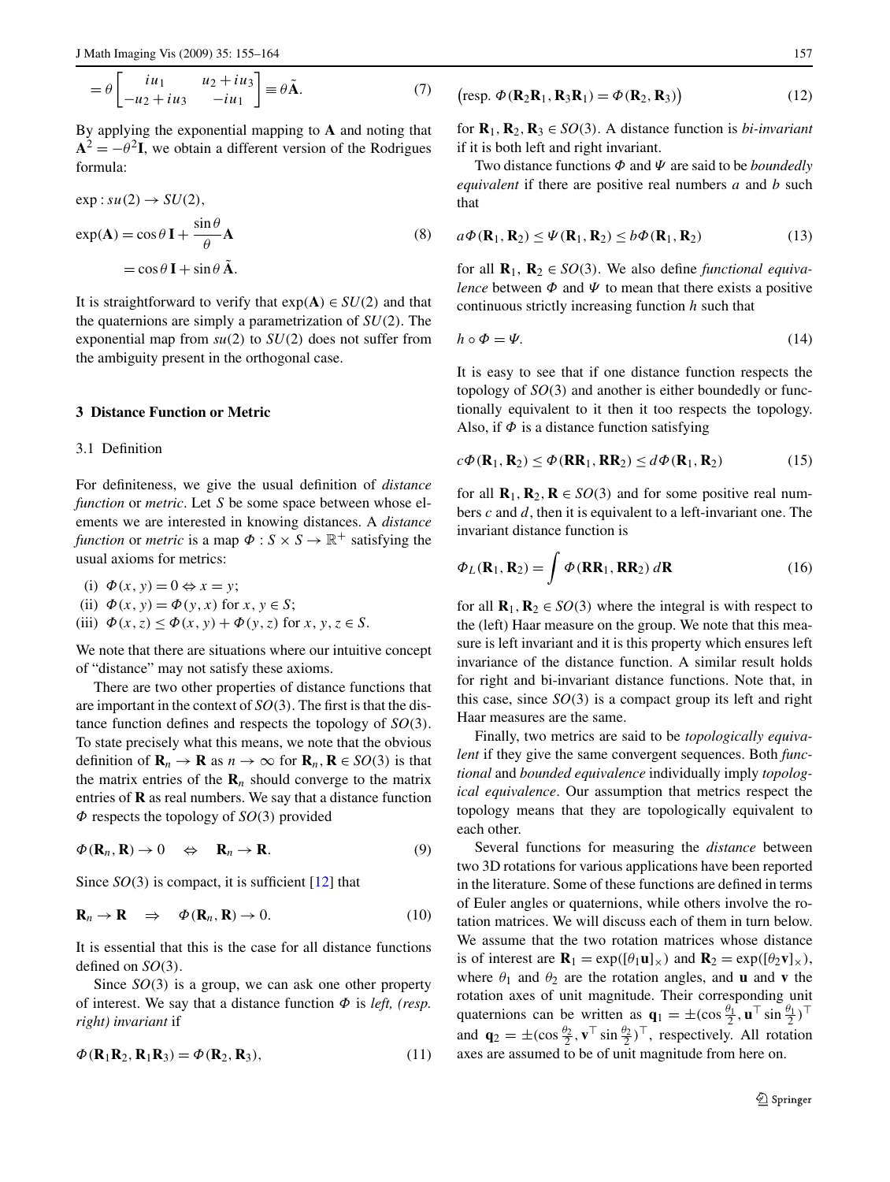$$= \theta \begin{bmatrix} iu_1 & u_2 + iu_3 \\ -u_2 + iu_3 & -iu_1 \end{bmatrix} \equiv \theta \tilde{\mathbf{A}}. \tag{7}$$

By applying the exponential mapping to $\mathbf{A}$ and noting that $\mathbf{A}^2 = -\theta^2 \mathbf{I}$, we obtain a different version of the Rodrigues formula:

$$\begin{aligned} &\exp : su(2) \to SU(2), \\ &\exp(\mathbf{A}) = \cos\theta\, \mathbf{I} + \frac{\sin\theta}{\theta} \mathbf{A} \\ &\qquad = \cos\theta\, \mathbf{I} + \sin\theta\, \tilde{\mathbf{A}}. \end{aligned} \tag{8}$$

It is straightforward to verify that $\exp(\mathbf{A}) \in SU(2)$ and that the quaternions are simply a parametrization of $SU(2)$. The exponential map from $su(2)$ to $SU(2)$ does not suffer from the ambiguity present in the orthogonal case.

## 3 Distance Function or Metric

### 3.1 Definition

For definiteness, we give the usual definition of *distance function* or *metric*. Let $S$ be some space between whose elements we are interested in knowing distances. A *distance function* or *metric* is a map $\Phi : S \times S \to \mathbb{R}^+$ satisfying the usual axioms for metrics:

(i) $\Phi(x, y) = 0 \Leftrightarrow x = y$;
(ii) $\Phi(x, y) = \Phi(y, x)$ for $x, y \in S$;
(iii) $\Phi(x, z) \leq \Phi(x, y) + \Phi(y, z)$ for $x, y, z \in S$.

We note that there are situations where our intuitive concept of "distance" may not satisfy these axioms.

There are two other properties of distance functions that are important in the context of $SO(3)$. The first is that the distance function defines and respects the topology of $SO(3)$. To state precisely what this means, we note that the obvious definition of $\mathbf{R}_n \to \mathbf{R}$ as $n \to \infty$ for $\mathbf{R}_n, \mathbf{R} \in SO(3)$ is that the matrix entries of the $\mathbf{R}_n$ should converge to the matrix entries of $\mathbf{R}$ as real numbers. We say that a distance function $\Phi$ respects the topology of $SO(3)$ provided

$$\Phi(\mathbf{R}_n, \mathbf{R}) \to 0 \quad \Leftrightarrow \quad \mathbf{R}_n \to \mathbf{R}. \tag{9}$$

Since $SO(3)$ is compact, it is sufficient [12] that

$$\mathbf{R}_n \to \mathbf{R} \quad \Rightarrow \quad \Phi(\mathbf{R}_n, \mathbf{R}) \to 0. \tag{10}$$

It is essential that this is the case for all distance functions defined on $SO(3)$.

Since $SO(3)$ is a group, we can ask one other property of interest. We say that a distance function $\Phi$ is *left, (resp. right) invariant* if

$$\Phi(\mathbf{R}_1\mathbf{R}_2, \mathbf{R}_1\mathbf{R}_3) = \Phi(\mathbf{R}_2, \mathbf{R}_3), \tag{11}$$

$$\big(\text{resp. } \Phi(\mathbf{R}_2\mathbf{R}_1, \mathbf{R}_3\mathbf{R}_1) = \Phi(\mathbf{R}_2, \mathbf{R}_3)\big) \tag{12}$$

for $\mathbf{R}_1, \mathbf{R}_2, \mathbf{R}_3 \in SO(3)$. A distance function is *bi-invariant* if it is both left and right invariant.

Two distance functions $\Phi$ and $\Psi$ are said to be *boundedly equivalent* if there are positive real numbers $a$ and $b$ such that

$$a\Phi(\mathbf{R}_1, \mathbf{R}_2) \leq \Psi(\mathbf{R}_1, \mathbf{R}_2) \leq b\Phi(\mathbf{R}_1, \mathbf{R}_2) \tag{13}$$

for all $\mathbf{R}_1$, $\mathbf{R}_2 \in SO(3)$. We also define *functional equivalence* between $\Phi$ and $\Psi$ to mean that there exists a positive continuous strictly increasing function $h$ such that

$$h \circ \Phi = \Psi. \tag{14}$$

It is easy to see that if one distance function respects the topology of $SO(3)$ and another is either boundedly or functionally equivalent to it then it too respects the topology. Also, if $\Phi$ is a distance function satisfying

$$c\Phi(\mathbf{R}_1, \mathbf{R}_2) \leq \Phi(\mathbf{R}\mathbf{R}_1, \mathbf{R}\mathbf{R}_2) \leq d\Phi(\mathbf{R}_1, \mathbf{R}_2) \tag{15}$$

for all $\mathbf{R}_1, \mathbf{R}_2, \mathbf{R} \in SO(3)$ and for some positive real numbers $c$ and $d$, then it is equivalent to a left-invariant one. The invariant distance function is

$$\Phi_L(\mathbf{R}_1, \mathbf{R}_2) = \int \Phi(\mathbf{R}\mathbf{R}_1, \mathbf{R}\mathbf{R}_2)\, d\mathbf{R} \tag{16}$$

for all $\mathbf{R}_1, \mathbf{R}_2 \in SO(3)$ where the integral is with respect to the (left) Haar measure on the group. We note that this measure is left invariant and it is this property which ensures left invariance of the distance function. A similar result holds for right and bi-invariant distance functions. Note that, in this case, since $SO(3)$ is a compact group its left and right Haar measures are the same.

Finally, two metrics are said to be *topologically equivalent* if they give the same convergent sequences. Both *functional* and *bounded equivalence* individually imply *topological equivalence*. Our assumption that metrics respect the topology means that they are topologically equivalent to each other.

Several functions for measuring the *distance* between two 3D rotations for various applications have been reported in the literature. Some of these functions are defined in terms of Euler angles or quaternions, while others involve the rotation matrices. We will discuss each of them in turn below. We assume that the two rotation matrices whose distance is of interest are $\mathbf{R}_1 = \exp([\theta_1\mathbf{u}]_\times)$ and $\mathbf{R}_2 = \exp([\theta_2\mathbf{v}]_\times)$, where $\theta_1$ and $\theta_2$ are the rotation angles, and $\mathbf{u}$ and $\mathbf{v}$ the rotation axes of unit magnitude. Their corresponding unit quaternions can be written as $\mathbf{q}_1 = \pm(\cos\frac{\theta_1}{2}, \mathbf{u}^\top \sin\frac{\theta_1}{2})^\top$ and $\mathbf{q}_2 = \pm(\cos\frac{\theta_2}{2}, \mathbf{v}^\top \sin\frac{\theta_2}{2})^\top$, respectively. All rotation axes are assumed to be of unit magnitude from here on.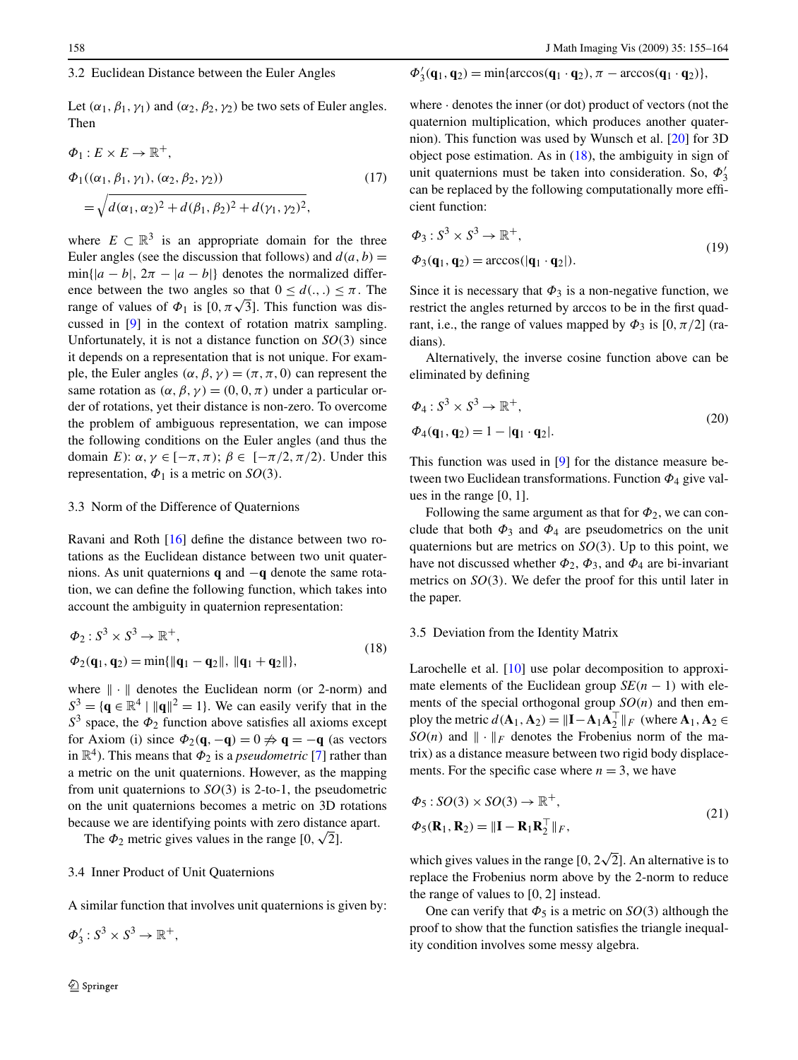### 3.2 Euclidean Distance between the Euler Angles

Let $(\alpha_1, \beta_1, \gamma_1)$ and $(\alpha_2, \beta_2, \gamma_2)$ be two sets of Euler angles. Then

$$
\begin{aligned}
&\Phi_1 : E \times E \to \mathbb{R}^+, \\
&\Phi_1((\alpha_1, \beta_1, \gamma_1), (\alpha_2, \beta_2, \gamma_2)) \\
&\quad = \sqrt{d(\alpha_1, \alpha_2)^2 + d(\beta_1, \beta_2)^2 + d(\gamma_1, \gamma_2)^2},
\end{aligned}
\tag{17}
$$

where $E \subset \mathbb{R}^3$ is an appropriate domain for the three Euler angles (see the discussion that follows) and $d(a, b) = \min\{|a - b|, 2\pi - |a - b|\}$ denotes the normalized difference between the two angles so that $0 \le d(.,.) \le \pi$. The range of values of $\Phi_1$ is $[0, \pi\sqrt{3}]$. This function was discussed in [9] in the context of rotation matrix sampling. Unfortunately, it is not a distance function on $SO(3)$ since it depends on a representation that is not unique. For example, the Euler angles $(\alpha, \beta, \gamma) = (\pi, \pi, 0)$ can represent the same rotation as $(\alpha, \beta, \gamma) = (0, 0, \pi)$ under a particular order of rotations, yet their distance is non-zero. To overcome the problem of ambiguous representation, we can impose the following conditions on the Euler angles (and thus the domain $E$): $\alpha, \gamma \in [-\pi, \pi)$; $\beta \in [-\pi/2, \pi/2)$. Under this representation, $\Phi_1$ is a metric on $SO(3)$.

### 3.3 Norm of the Difference of Quaternions

Ravani and Roth [16] define the distance between two rotations as the Euclidean distance between two unit quaternions. As unit quaternions $\mathbf{q}$ and $-\mathbf{q}$ denote the same rotation, we can define the following function, which takes into account the ambiguity in quaternion representation:

$$
\begin{aligned}
&\Phi_2 : S^3 \times S^3 \to \mathbb{R}^+, \\
&\Phi_2(\mathbf{q}_1, \mathbf{q}_2) = \min\{\|\mathbf{q}_1 - \mathbf{q}_2\|, \|\mathbf{q}_1 + \mathbf{q}_2\|\},
\end{aligned}
\tag{18}
$$

where $\|\cdot\|$ denotes the Euclidean norm (or 2-norm) and $S^3 = \{\mathbf{q} \in \mathbb{R}^4 \mid \|\mathbf{q}\|^2 = 1\}$. We can easily verify that in the $S^3$ space, the $\Phi_2$ function above satisfies all axioms except for Axiom (i) since $\Phi_2(\mathbf{q}, -\mathbf{q}) = 0 \not\Rightarrow \mathbf{q} = -\mathbf{q}$ (as vectors in $\mathbb{R}^4$). This means that $\Phi_2$ is a *pseudometric* [7] rather than a metric on the unit quaternions. However, as the mapping from unit quaternions to $SO(3)$ is 2-to-1, the pseudometric on the unit quaternions becomes a metric on 3D rotations because we are identifying points with zero distance apart.

The $\Phi_2$ metric gives values in the range $[0, \sqrt{2}]$.

### 3.4 Inner Product of Unit Quaternions

A similar function that involves unit quaternions is given by:

$$
\begin{aligned}
&\Phi_3' : S^3 \times S^3 \to \mathbb{R}^+, \\
&\Phi_3'(\mathbf{q}_1, \mathbf{q}_2) = \min\{\arccos(\mathbf{q}_1 \cdot \mathbf{q}_2), \pi - \arccos(\mathbf{q}_1 \cdot \mathbf{q}_2)\},
\end{aligned}
$$

where $\cdot$ denotes the inner (or dot) product of vectors (not the quaternion multiplication, which produces another quaternion). This function was used by Wunsch et al. [20] for 3D object pose estimation. As in (18), the ambiguity in sign of unit quaternions must be taken into consideration. So, $\Phi_3'$ can be replaced by the following computationally more efficient function:

$$
\begin{aligned}
&\Phi_3 : S^3 \times S^3 \to \mathbb{R}^+, \\
&\Phi_3(\mathbf{q}_1, \mathbf{q}_2) = \arccos(|\mathbf{q}_1 \cdot \mathbf{q}_2|).
\end{aligned}
\tag{19}
$$

Since it is necessary that $\Phi_3$ is a non-negative function, we restrict the angles returned by arccos to be in the first quadrant, i.e., the range of values mapped by $\Phi_3$ is $[0, \pi/2]$ (radians).

Alternatively, the inverse cosine function above can be eliminated by defining

$$
\begin{aligned}
&\Phi_4 : S^3 \times S^3 \to \mathbb{R}^+, \\
&\Phi_4(\mathbf{q}_1, \mathbf{q}_2) = 1 - |\mathbf{q}_1 \cdot \mathbf{q}_2|.
\end{aligned}
\tag{20}
$$

This function was used in [9] for the distance measure between two Euclidean transformations. Function $\Phi_4$ give values in the range $[0, 1]$.

Following the same argument as that for $\Phi_2$, we can conclude that both $\Phi_3$ and $\Phi_4$ are pseudometrics on the unit quaternions but are metrics on $SO(3)$. Up to this point, we have not discussed whether $\Phi_2$, $\Phi_3$, and $\Phi_4$ are bi-invariant metrics on $SO(3)$. We defer the proof for this until later in the paper.

### 3.5 Deviation from the Identity Matrix

Larochelle et al. [10] use polar decomposition to approximate elements of the Euclidean group $SE(n-1)$ with elements of the special orthogonal group $SO(n)$ and then employ the metric $d(\mathbf{A}_1, \mathbf{A}_2) = \|\mathbf{I} - \mathbf{A}_1\mathbf{A}_2^\top\|_F$ (where $\mathbf{A}_1, \mathbf{A}_2 \in SO(n)$ and $\|\cdot\|_F$ denotes the Frobenius norm of the matrix) as a distance measure between two rigid body displacements. For the specific case where $n = 3$, we have

$$
\begin{aligned}
&\Phi_5 : SO(3) \times SO(3) \to \mathbb{R}^+, \\
&\Phi_5(\mathbf{R}_1, \mathbf{R}_2) = \|\mathbf{I} - \mathbf{R}_1\mathbf{R}_2^\top\|_F,
\end{aligned}
\tag{21}
$$

which gives values in the range $[0, 2\sqrt{2}]$. An alternative is to replace the Frobenius norm above by the 2-norm to reduce the range of values to $[0, 2]$ instead.

One can verify that $\Phi_5$ is a metric on $SO(3)$ although the proof to show that the function satisfies the triangle inequality condition involves some messy algebra.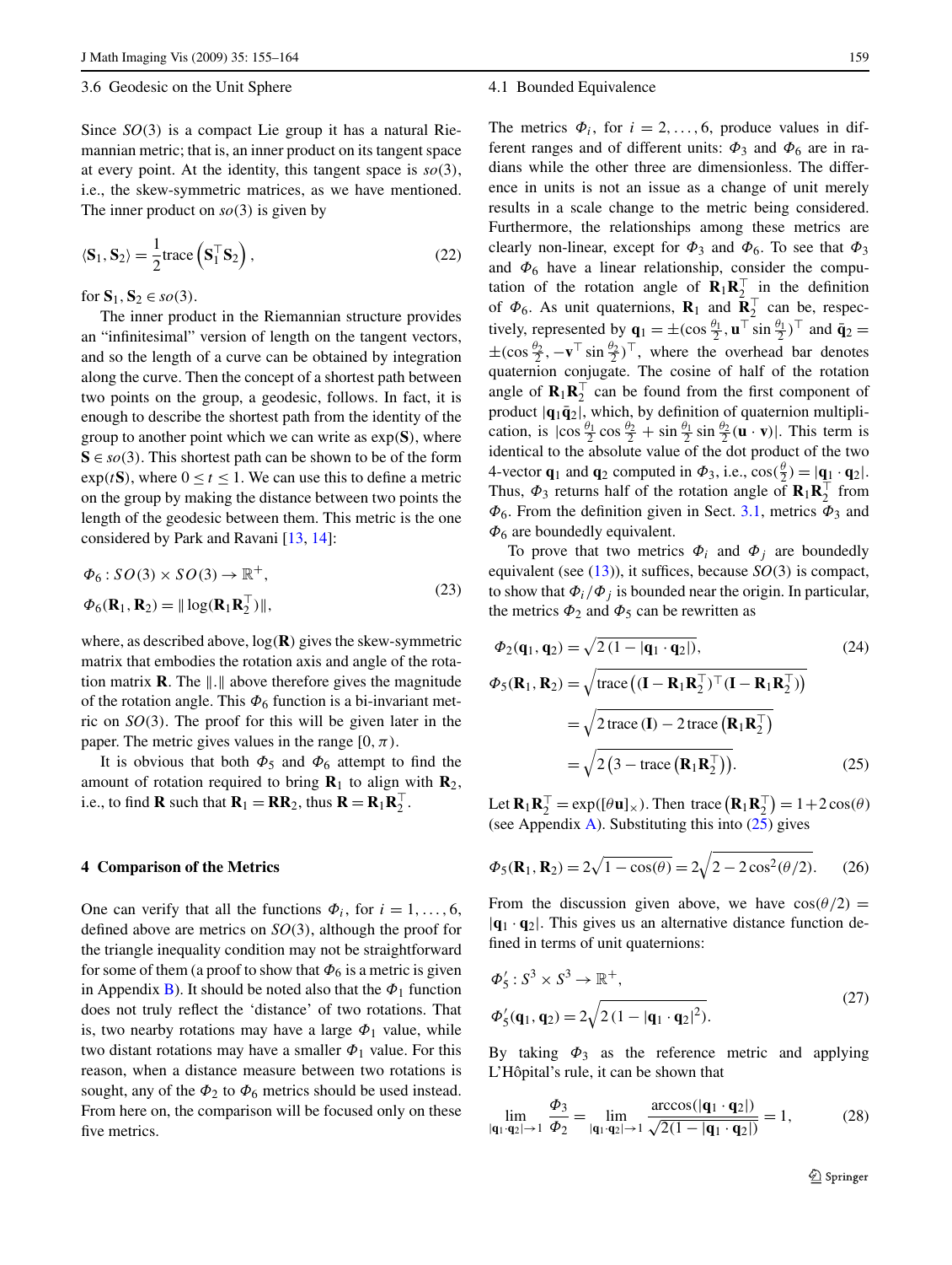### 3.6 Geodesic on the Unit Sphere

Since $SO(3)$ is a compact Lie group it has a natural Riemannian metric; that is, an inner product on its tangent space at every point. At the identity, this tangent space is $so(3)$, i.e., the skew-symmetric matrices, as we have mentioned. The inner product on $so(3)$ is given by

$$\langle \mathbf{S}_1, \mathbf{S}_2 \rangle = \frac{1}{2}\mathrm{trace}\left(\mathbf{S}_1^\top \mathbf{S}_2\right), \tag{22}$$

for $\mathbf{S}_1, \mathbf{S}_2 \in so(3)$.

The inner product in the Riemannian structure provides an "infinitesimal" version of length on the tangent vectors, and so the length of a curve can be obtained by integration along the curve. Then the concept of a shortest path between two points on the group, a geodesic, follows. In fact, it is enough to describe the shortest path from the identity of the group to another point which we can write as $\exp(\mathbf{S})$, where $\mathbf{S} \in so(3)$. This shortest path can be shown to be of the form $\exp(t\mathbf{S})$, where $0 \le t \le 1$. We can use this to define a metric on the group by making the distance between two points the length of the geodesic between them. This metric is the one considered by Park and Ravani [13, 14]:

$$\begin{aligned} &\Phi_6 : SO(3) \times SO(3) \to \mathbb{R}^+, \\ &\Phi_6(\mathbf{R}_1, \mathbf{R}_2) = \|\log(\mathbf{R}_1\mathbf{R}_2^\top)\|, \end{aligned} \tag{23}$$

where, as described above, $\log(\mathbf{R})$ gives the skew-symmetric matrix that embodies the rotation axis and angle of the rotation matrix $\mathbf{R}$. The $\|.\|$ above therefore gives the magnitude of the rotation angle. This $\Phi_6$ function is a bi-invariant metric on $SO(3)$. The proof for this will be given later in the paper. The metric gives values in the range $[0, \pi)$.

It is obvious that both $\Phi_5$ and $\Phi_6$ attempt to find the amount of rotation required to bring $\mathbf{R}_1$ to align with $\mathbf{R}_2$, i.e., to find $\mathbf{R}$ such that $\mathbf{R}_1 = \mathbf{R}\mathbf{R}_2$, thus $\mathbf{R} = \mathbf{R}_1\mathbf{R}_2^\top$.

## 4 Comparison of the Metrics

One can verify that all the functions $\Phi_i$, for $i = 1, \ldots, 6$, defined above are metrics on $SO(3)$, although the proof for the triangle inequality condition may not be straightforward for some of them (a proof to show that $\Phi_6$ is a metric is given in Appendix B). It should be noted also that the $\Phi_1$ function does not truly reflect the 'distance' of two rotations. That is, two nearby rotations may have a large $\Phi_1$ value, while two distant rotations may have a smaller $\Phi_1$ value. For this reason, when a distance measure between two rotations is sought, any of the $\Phi_2$ to $\Phi_6$ metrics should be used instead. From here on, the comparison will be focused only on these five metrics.

### 4.1 Bounded Equivalence

The metrics $\Phi_i$, for $i = 2, \ldots, 6$, produce values in different ranges and of different units: $\Phi_3$ and $\Phi_6$ are in radians while the other three are dimensionless. The difference in units is not an issue as a change of unit merely results in a scale change to the metric being considered. Furthermore, the relationships among these metrics are clearly non-linear, except for $\Phi_3$ and $\Phi_6$. To see that $\Phi_3$ and $\Phi_6$ have a linear relationship, consider the computation of the rotation angle of $\mathbf{R}_1\mathbf{R}_2^\top$ in the definition of $\Phi_6$. As unit quaternions, $\mathbf{R}_1$ and $\mathbf{R}_2^\top$ can be, respectively, represented by $\mathbf{q}_1 = \pm(\cos\frac{\theta_1}{2}, \mathbf{u}^\top \sin\frac{\theta_1}{2})^\top$ and $\bar{\mathbf{q}}_2 = \pm(\cos\frac{\theta_2}{2}, -\mathbf{v}^\top \sin\frac{\theta_2}{2})^\top$, where the overhead bar denotes quaternion conjugate. The cosine of half of the rotation angle of $\mathbf{R}_1\mathbf{R}_2^\top$ can be found from the first component of product $|\mathbf{q}_1\bar{\mathbf{q}}_2|$, which, by definition of quaternion multiplication, is $|\cos\frac{\theta_1}{2}\cos\frac{\theta_2}{2} + \sin\frac{\theta_1}{2}\sin\frac{\theta_2}{2}(\mathbf{u}\cdot\mathbf{v})|$. This term is identical to the absolute value of the dot product of the two 4-vector $\mathbf{q}_1$ and $\mathbf{q}_2$ computed in $\Phi_3$, i.e., $\cos(\frac{\theta}{2}) = |\mathbf{q}_1 \cdot \mathbf{q}_2|$. Thus, $\Phi_3$ returns half of the rotation angle of $\mathbf{R}_1\mathbf{R}_2^\top$ from $\Phi_6$. From the definition given in Sect. 3.1, metrics $\Phi_3$ and $\Phi_6$ are boundedly equivalent.

To prove that two metrics $\Phi_i$ and $\Phi_j$ are boundedly equivalent (see (13)), it suffices, because $SO(3)$ is compact, to show that $\Phi_i/\Phi_j$ is bounded near the origin. In particular, the metrics $\Phi_2$ and $\Phi_5$ can be rewritten as

$$\Phi_2(\mathbf{q}_1, \mathbf{q}_2) = \sqrt{2\,(1 - |\mathbf{q}_1 \cdot \mathbf{q}_2|)}, \tag{24}$$

$$\begin{aligned} \Phi_5(\mathbf{R}_1, \mathbf{R}_2) &= \sqrt{\mathrm{trace}\left((\mathbf{I} - \mathbf{R}_1\mathbf{R}_2^\top)^\top(\mathbf{I} - \mathbf{R}_1\mathbf{R}_2^\top)\right)} \\ &= \sqrt{2\,\mathrm{trace}\,(\mathbf{I}) - 2\,\mathrm{trace}\left(\mathbf{R}_1\mathbf{R}_2^\top\right)} \\ &= \sqrt{2\left(3 - \mathrm{trace}\left(\mathbf{R}_1\mathbf{R}_2^\top\right)\right)}. \end{aligned} \tag{25}$$

Let $\mathbf{R}_1\mathbf{R}_2^\top = \exp([\theta\mathbf{u}]_\times)$. Then $\mathrm{trace}\left(\mathbf{R}_1\mathbf{R}_2^\top\right) = 1 + 2\cos(\theta)$ (see Appendix A). Substituting this into (25) gives

$$\Phi_5(\mathbf{R}_1, \mathbf{R}_2) = 2\sqrt{1 - \cos(\theta)} = 2\sqrt{2 - 2\cos^2(\theta/2)}. \tag{26}$$

From the discussion given above, we have $\cos(\theta/2) = |\mathbf{q}_1 \cdot \mathbf{q}_2|$. This gives us an alternative distance function defined in terms of unit quaternions:

$$\begin{aligned} &\Phi_5' : S^3 \times S^3 \to \mathbb{R}^+, \\ &\Phi_5'(\mathbf{q}_1, \mathbf{q}_2) = 2\sqrt{2\,(1 - |\mathbf{q}_1 \cdot \mathbf{q}_2|^2)}. \end{aligned} \tag{27}$$

By taking $\Phi_3$ as the reference metric and applying L'Hôpital's rule, it can be shown that

$$\lim_{|\mathbf{q}_1\cdot\mathbf{q}_2| \to 1} \frac{\Phi_3}{\Phi_2} = \lim_{|\mathbf{q}_1\cdot\mathbf{q}_2| \to 1} \frac{\arccos(|\mathbf{q}_1 \cdot \mathbf{q}_2|)}{\sqrt{2(1 - |\mathbf{q}_1 \cdot \mathbf{q}_2|)}} = 1, \tag{28}$$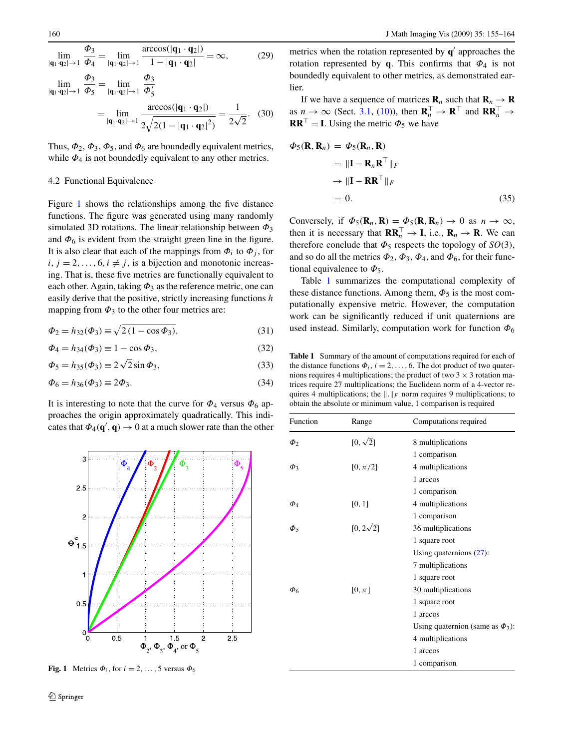$$\lim_{|\mathbf{q}_1\cdot\mathbf{q}_2|\to 1} \frac{\Phi_3}{\Phi_4} = \lim_{|\mathbf{q}_1\cdot\mathbf{q}_2|\to 1} \frac{\arccos(|\mathbf{q}_1\cdot\mathbf{q}_2|)}{1-|\mathbf{q}_1\cdot\mathbf{q}_2|} = \infty, \tag{29}$$

$$\lim_{|\mathbf{q}_1\cdot\mathbf{q}_2|\to 1} \frac{\Phi_3}{\Phi_5} = \lim_{|\mathbf{q}_1\cdot\mathbf{q}_2|\to 1} \frac{\Phi_3}{\Phi_5'}$$
$$= \lim_{|\mathbf{q}_1\cdot\mathbf{q}_2|\to 1} \frac{\arccos(|\mathbf{q}_1\cdot\mathbf{q}_2|)}{2\sqrt{2(1-|\mathbf{q}_1\cdot\mathbf{q}_2|^2)}} = \frac{1}{2\sqrt{2}}. \tag{30}$$

Thus, $\Phi_2$, $\Phi_3$, $\Phi_5$, and $\Phi_6$ are boundedly equivalent metrics, while $\Phi_4$ is not boundedly equivalent to any other metrics.

### 4.2 Functional Equivalence

Figure 1 shows the relationships among the five distance functions. The figure was generated using many randomly simulated 3D rotations. The linear relationship between $\Phi_3$ and $\Phi_6$ is evident from the straight green line in the figure. It is also clear that each of the mappings from $\Phi_i$ to $\Phi_j$, for $i, j = 2, \ldots, 6, i \neq j$, is a bijection and monotonic increasing. That is, these five metrics are functionally equivalent to each other. Again, taking $\Phi_3$ as the reference metric, one can easily derive that the positive, strictly increasing functions $h$ mapping from $\Phi_3$ to the other four metrics are:

$$\Phi_2 = h_{32}(\Phi_3) \equiv \sqrt{2(1-\cos\Phi_3)}, \tag{31}$$

$$\Phi_4 = h_{34}(\Phi_3) \equiv 1-\cos\Phi_3, \tag{32}$$

$$\Phi_5 = h_{35}(\Phi_3) \equiv 2\sqrt{2}\sin\Phi_3, \tag{33}$$

$$\Phi_6 = h_{36}(\Phi_3) \equiv 2\Phi_3. \tag{34}$$

It is interesting to note that the curve for $\Phi_4$ versus $\Phi_6$ approaches the origin approximately quadratically. This indicates that $\Phi_4(\mathbf{q}', \mathbf{q}) \to 0$ at a much slower rate than the other

**Fig. 1** Metrics $\Phi_i$, for $i = 2, \ldots, 5$ versus $\Phi_6$

metrics when the rotation represented by $\mathbf{q}'$ approaches the rotation represented by $\mathbf{q}$. This confirms that $\Phi_4$ is not boundedly equivalent to other metrics, as demonstrated earlier.

If we have a sequence of matrices $\mathbf{R}_n$ such that $\mathbf{R}_n \to \mathbf{R}$ as $n \to \infty$ (Sect. 3.1, (10)), then $\mathbf{R}_n^\top \to \mathbf{R}^\top$ and $\mathbf{R}\mathbf{R}_n^\top \to \mathbf{R}\mathbf{R}^\top = \mathbf{I}$. Using the metric $\Phi_5$ we have

$$\begin{aligned}\Phi_5(\mathbf{R}, \mathbf{R}_n) &= \Phi_5(\mathbf{R}_n, \mathbf{R}) \\ &= \|\mathbf{I} - \mathbf{R}_n\mathbf{R}^\top\|_F \\ &\to \|\mathbf{I} - \mathbf{R}\mathbf{R}^\top\|_F \\ &= 0.\end{aligned} \tag{35}$$

Conversely, if $\Phi_5(\mathbf{R}_n, \mathbf{R}) = \Phi_5(\mathbf{R}, \mathbf{R}_n) \to 0$ as $n \to \infty$, then it is necessary that $\mathbf{R}\mathbf{R}_n^\top \to \mathbf{I}$, i.e., $\mathbf{R}_n \to \mathbf{R}$. We can therefore conclude that $\Phi_5$ respects the topology of $SO(3)$, and so do all the metrics $\Phi_2$, $\Phi_3$, $\Phi_4$, and $\Phi_6$, for their functional equivalence to $\Phi_5$.

Table 1 summarizes the computational complexity of these distance functions. Among them, $\Phi_5$ is the most computationally expensive metric. However, the computation work can be significantly reduced if unit quaternions are used instead. Similarly, computation work for function $\Phi_6$

**Table 1** Summary of the amount of computations required for each of the distance functions $\Phi_i$, $i = 2, \ldots, 6$. The dot product of two quaternions requires 4 multiplications; the product of two $3 \times 3$ rotation matrices require 27 multiplications; the Euclidean norm of a 4-vector requires 4 multiplications; the $\|.\|_F$ norm requires 9 multiplications; to obtain the absolute or minimum value, 1 comparison is required

| Function | Range | Computations required |
|---|---|---|
| $\Phi_2$ | $[0, \sqrt{2}]$ | 8 multiplications |
| | | 1 comparison |
| $\Phi_3$ | $[0, \pi/2]$ | 4 multiplications |
| | | 1 arccos |
| | | 1 comparison |
| $\Phi_4$ | $[0, 1]$ | 4 multiplications |
| | | 1 comparison |
| $\Phi_5$ | $[0, 2\sqrt{2}]$ | 36 multiplications |
| | | 1 square root |
| | | Using quaternions (27): |
| | | 7 multiplications |
| | | 1 square root |
| $\Phi_6$ | $[0, \pi]$ | 30 multiplications |
| | | 1 square root |
| | | 1 arccos |
| | | Using quaternion (same as $\Phi_3$): |
| | | 4 multiplications |
| | | 1 arccos |
| | | 1 comparison |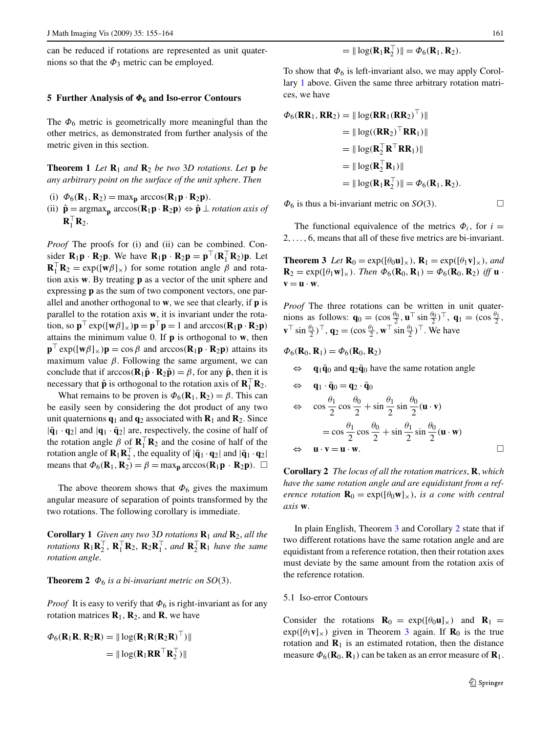can be reduced if rotations are represented as unit quaternions so that the $\Phi_3$ metric can be employed.

## 5 Further Analysis of $\Phi_6$ and Iso-error Contours

The $\Phi_6$ metric is geometrically more meaningful than the other metrics, as demonstrated from further analysis of the metric given in this section.

**Theorem 1** *Let $\mathbf{R}_1$ and $\mathbf{R}_2$ be two 3D rotations. Let $\mathbf{p}$ be any arbitrary point on the surface of the unit sphere. Then*

(i) $\Phi_6(\mathbf{R}_1, \mathbf{R}_2) = \max_{\mathbf{p}} \arccos(\mathbf{R}_1\mathbf{p} \cdot \mathbf{R}_2\mathbf{p})$.
(ii) $\hat{\mathbf{p}} = \operatorname{argmax}_{\mathbf{p}} \arccos(\mathbf{R}_1\mathbf{p} \cdot \mathbf{R}_2\mathbf{p}) \Leftrightarrow \hat{\mathbf{p}} \perp$ *rotation axis of* $\mathbf{R}_1^\top \mathbf{R}_2$.

*Proof* The proofs for (i) and (ii) can be combined. Consider $\mathbf{R}_1\mathbf{p} \cdot \mathbf{R}_2\mathbf{p}$. We have $\mathbf{R}_1\mathbf{p} \cdot \mathbf{R}_2\mathbf{p} = \mathbf{p}^\top(\mathbf{R}_1^\top\mathbf{R}_2)\mathbf{p}$. Let $\mathbf{R}_1^\top\mathbf{R}_2 = \exp([\mathbf{w}\beta]_\times)$ for some rotation angle $\beta$ and rotation axis $\mathbf{w}$. By treating $\mathbf{p}$ as a vector of the unit sphere and expressing $\mathbf{p}$ as the sum of two component vectors, one parallel and another orthogonal to $\mathbf{w}$, we see that clearly, if $\mathbf{p}$ is parallel to the rotation axis $\mathbf{w}$, it is invariant under the rotation, so $\mathbf{p}^\top \exp([\mathbf{w}\beta]_\times)\mathbf{p} = \mathbf{p}^\top\mathbf{p} = 1$ and $\arccos(\mathbf{R}_1\mathbf{p} \cdot \mathbf{R}_2\mathbf{p})$ attains the minimum value 0. If $\mathbf{p}$ is orthogonal to $\mathbf{w}$, then $\mathbf{p}^\top \exp([\mathbf{w}\beta]_\times)\mathbf{p} = \cos\beta$ and $\arccos(\mathbf{R}_1\mathbf{p} \cdot \mathbf{R}_2\mathbf{p})$ attains its maximum value $\beta$. Following the same argument, we can conclude that if $\arccos(\mathbf{R}_1\hat{\mathbf{p}} \cdot \mathbf{R}_2\hat{\mathbf{p}}) = \beta$, for any $\hat{\mathbf{p}}$, then it is necessary that $\hat{\mathbf{p}}$ is orthogonal to the rotation axis of $\mathbf{R}_1^\top\mathbf{R}_2$.

What remains to be proven is $\Phi_6(\mathbf{R}_1, \mathbf{R}_2) = \beta$. This can be easily seen by considering the dot product of any two unit quaternions $\mathbf{q}_1$ and $\mathbf{q}_2$ associated with $\mathbf{R}_1$ and $\mathbf{R}_2$. Since $|\bar{\mathbf{q}}_1 \cdot \mathbf{q}_2|$ and $|\mathbf{q}_1 \cdot \bar{\mathbf{q}}_2|$ are, respectively, the cosine of half of the rotation angle $\beta$ of $\mathbf{R}_1^\top\mathbf{R}_2$ and the cosine of half of the rotation angle of $\mathbf{R}_1\mathbf{R}_2^\top$, the equality of $|\bar{\mathbf{q}}_1 \cdot \mathbf{q}_2|$ and $|\bar{\mathbf{q}}_1 \cdot \mathbf{q}_2|$ means that $\Phi_6(\mathbf{R}_1, \mathbf{R}_2) = \beta = \max_{\mathbf{p}} \arccos(\mathbf{R}_1\mathbf{p} \cdot \mathbf{R}_2\mathbf{p})$. □

The above theorem shows that $\Phi_6$ gives the maximum angular measure of separation of points transformed by the two rotations. The following corollary is immediate.

**Corollary 1** *Given any two 3D rotations $\mathbf{R}_1$ and $\mathbf{R}_2$, all the rotations $\mathbf{R}_1\mathbf{R}_2^\top$, $\mathbf{R}_1^\top\mathbf{R}_2$, $\mathbf{R}_2\mathbf{R}_1^\top$, and $\mathbf{R}_2^\top\mathbf{R}_1$ have the same rotation angle.*

**Theorem 2** *$\Phi_6$ is a bi-invariant metric on $SO(3)$.*

*Proof* It is easy to verify that $\Phi_6$ is right-invariant as for any rotation matrices $\mathbf{R}_1$, $\mathbf{R}_2$, and $\mathbf{R}$, we have

$$
\begin{aligned}
\Phi_6(\mathbf{R}_1\mathbf{R}, \mathbf{R}_2\mathbf{R}) &= \|\log(\mathbf{R}_1\mathbf{R}(\mathbf{R}_2\mathbf{R})^\top)\| \\
&= \|\log(\mathbf{R}_1\mathbf{R}\mathbf{R}^\top\mathbf{R}_2^\top)\| \\
&= \|\log(\mathbf{R}_1\mathbf{R}_2^\top)\| = \Phi_6(\mathbf{R}_1, \mathbf{R}_2).
\end{aligned}
$$

To show that $\Phi_6$ is left-invariant also, we may apply Corollary 1 above. Given the same three arbitrary rotation matrices, we have

$$
\begin{aligned}
\Phi_6(\mathbf{R}\mathbf{R}_1, \mathbf{R}\mathbf{R}_2) &= \|\log(\mathbf{R}\mathbf{R}_1(\mathbf{R}\mathbf{R}_2)^\top)\| \\
&= \|\log((\mathbf{R}\mathbf{R}_2)^\top\mathbf{R}\mathbf{R}_1)\| \\
&= \|\log(\mathbf{R}_2^\top\mathbf{R}^\top\mathbf{R}\mathbf{R}_1)\| \\
&= \|\log(\mathbf{R}_2^\top\mathbf{R}_1)\| \\
&= \|\log(\mathbf{R}_1\mathbf{R}_2^\top)\| = \Phi_6(\mathbf{R}_1, \mathbf{R}_2).
\end{aligned}
$$

$\Phi_6$ is thus a bi-invariant metric on $SO(3)$. □

The functional equivalence of the metrics $\Phi_i$, for $i = 2, \ldots, 6$, means that all of these five metrics are bi-invariant.

**Theorem 3** *Let $\mathbf{R}_0 = \exp([\theta_0\mathbf{u}]_\times)$, $\mathbf{R}_1 = \exp([\theta_1\mathbf{v}]_\times)$, and $\mathbf{R}_2 = \exp([\theta_1\mathbf{w}]_\times)$. Then $\Phi_6(\mathbf{R}_0, \mathbf{R}_1) = \Phi_6(\mathbf{R}_0, \mathbf{R}_2)$ iff $\mathbf{u} \cdot \mathbf{v} = \mathbf{u} \cdot \mathbf{w}$.*

*Proof* The three rotations can be written in unit quaternions as follows: $\mathbf{q}_0 = (\cos\frac{\theta_0}{2}, \mathbf{u}^\top \sin\frac{\theta_0}{2})^\top$, $\mathbf{q}_1 = (\cos\frac{\theta_1}{2}, \mathbf{v}^\top \sin\frac{\theta_1}{2})^\top$, $\mathbf{q}_2 = (\cos\frac{\theta_1}{2}, \mathbf{w}^\top \sin\frac{\theta_1}{2})^\top$. We have

$$
\begin{aligned}
&\Phi_6(\mathbf{R}_0, \mathbf{R}_1) = \Phi_6(\mathbf{R}_0, \mathbf{R}_2) \\
\Leftrightarrow\quad & \mathbf{q}_1\bar{\mathbf{q}}_0 \text{ and } \mathbf{q}_2\bar{\mathbf{q}}_0 \text{ have the same rotation angle} \\
\Leftrightarrow\quad & \mathbf{q}_1 \cdot \bar{\mathbf{q}}_0 = \mathbf{q}_2 \cdot \bar{\mathbf{q}}_0 \\
\Leftrightarrow\quad & \cos\frac{\theta_1}{2}\cos\frac{\theta_0}{2} + \sin\frac{\theta_1}{2}\sin\frac{\theta_0}{2}(\mathbf{u}\cdot\mathbf{v}) \\
& \qquad = \cos\frac{\theta_1}{2}\cos\frac{\theta_0}{2} + \sin\frac{\theta_1}{2}\sin\frac{\theta_0}{2}(\mathbf{u}\cdot\mathbf{w}) \\
\Leftrightarrow\quad & \mathbf{u}\cdot\mathbf{v} = \mathbf{u}\cdot\mathbf{w}.
\end{aligned}
$$

□

**Corollary 2** *The locus of all the rotation matrices, $\mathbf{R}$, which have the same rotation angle and are equidistant from a reference rotation $\mathbf{R}_0 = \exp([\theta_0\mathbf{w}]_\times)$, is a cone with central axis $\mathbf{w}$.*

In plain English, Theorem 3 and Corollary 2 state that if two different rotations have the same rotation angle and are equidistant from a reference rotation, then their rotation axes must deviate by the same amount from the rotation axis of the reference rotation.

### 5.1 Iso-error Contours

Consider the rotations $\mathbf{R}_0 = \exp([\theta_0\mathbf{u}]_\times)$ and $\mathbf{R}_1 = \exp([\theta_1\mathbf{v}]_\times)$ given in Theorem 3 again. If $\mathbf{R}_0$ is the true rotation and $\mathbf{R}_1$ is an estimated rotation, then the distance measure $\Phi_6(\mathbf{R}_0, \mathbf{R}_1)$ can be taken as an error measure of $\mathbf{R}_1$.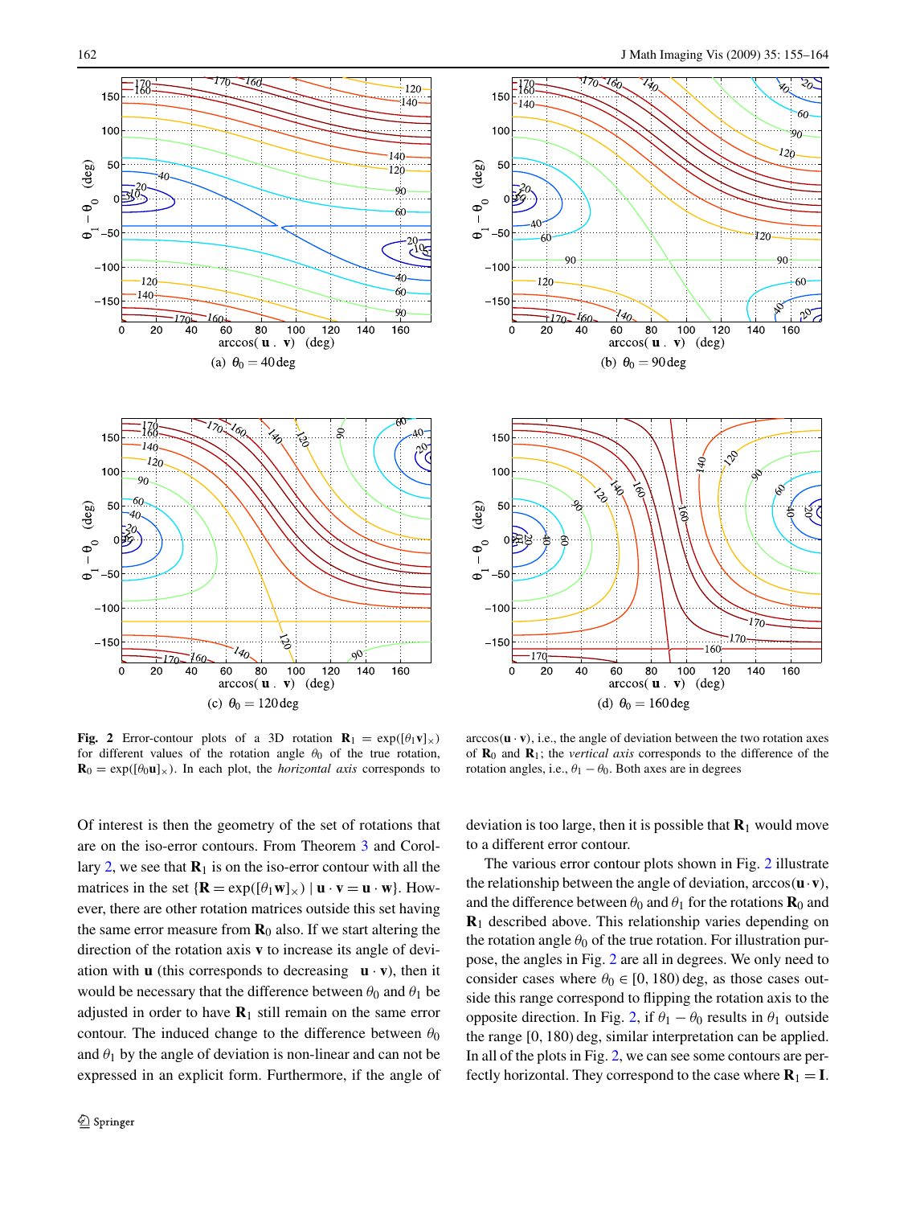**Fig. 2** Error-contour plots of a 3D rotation $\mathbf{R}_1 = \exp([\theta_1 \mathbf{v}]_\times)$ for different values of the rotation angle $\theta_0$ of the true rotation, $\mathbf{R}_0 = \exp([\theta_0 \mathbf{u}]_\times)$. In each plot, the *horizontal axis* corresponds to $\arccos(\mathbf{u} \cdot \mathbf{v})$, i.e., the angle of deviation between the two rotation axes of $\mathbf{R}_0$ and $\mathbf{R}_1$; the *vertical axis* corresponds to the difference of the rotation angles, i.e., $\theta_1 - \theta_0$. Both axes are in degrees

(a) $\theta_0 = 40$ deg

(b) $\theta_0 = 90$ deg

(c) $\theta_0 = 120$ deg

(d) $\theta_0 = 160$ deg

Of interest is then the geometry of the set of rotations that are on the iso-error contours. From Theorem 3 and Corollary 2, we see that $\mathbf{R}_1$ is on the iso-error contour with all the matrices in the set $\{\mathbf{R} = \exp([\theta_1 \mathbf{w}]_\times) \mid \mathbf{u} \cdot \mathbf{v} = \mathbf{u} \cdot \mathbf{w}\}$. However, there are other rotation matrices outside this set having the same error measure from $\mathbf{R}_0$ also. If we start altering the direction of the rotation axis $\mathbf{v}$ to increase its angle of deviation with $\mathbf{u}$ (this corresponds to decreasing $\mathbf{u} \cdot \mathbf{v}$), then it would be necessary that the difference between $\theta_0$ and $\theta_1$ be adjusted in order to have $\mathbf{R}_1$ still remain on the same error contour. The induced change to the difference between $\theta_0$ and $\theta_1$ by the angle of deviation is non-linear and can not be expressed in an explicit form. Furthermore, if the angle of deviation is too large, then it is possible that $\mathbf{R}_1$ would move to a different error contour.

The various error contour plots shown in Fig. 2 illustrate the relationship between the angle of deviation, $\arccos(\mathbf{u} \cdot \mathbf{v})$, and the difference between $\theta_0$ and $\theta_1$ for the rotations $\mathbf{R}_0$ and $\mathbf{R}_1$ described above. This relationship varies depending on the rotation angle $\theta_0$ of the true rotation. For illustration purpose, the angles in Fig. 2 are all in degrees. We only need to consider cases where $\theta_0 \in [0, 180)$ deg, as those cases outside this range correspond to flipping the rotation axis to the opposite direction. In Fig. 2, if $\theta_1 - \theta_0$ results in $\theta_1$ outside the range $[0, 180)$ deg, similar interpretation can be applied. In all of the plots in Fig. 2, we can see some contours are perfectly horizontal. They correspond to the case where $\mathbf{R}_1 = \mathbf{I}$.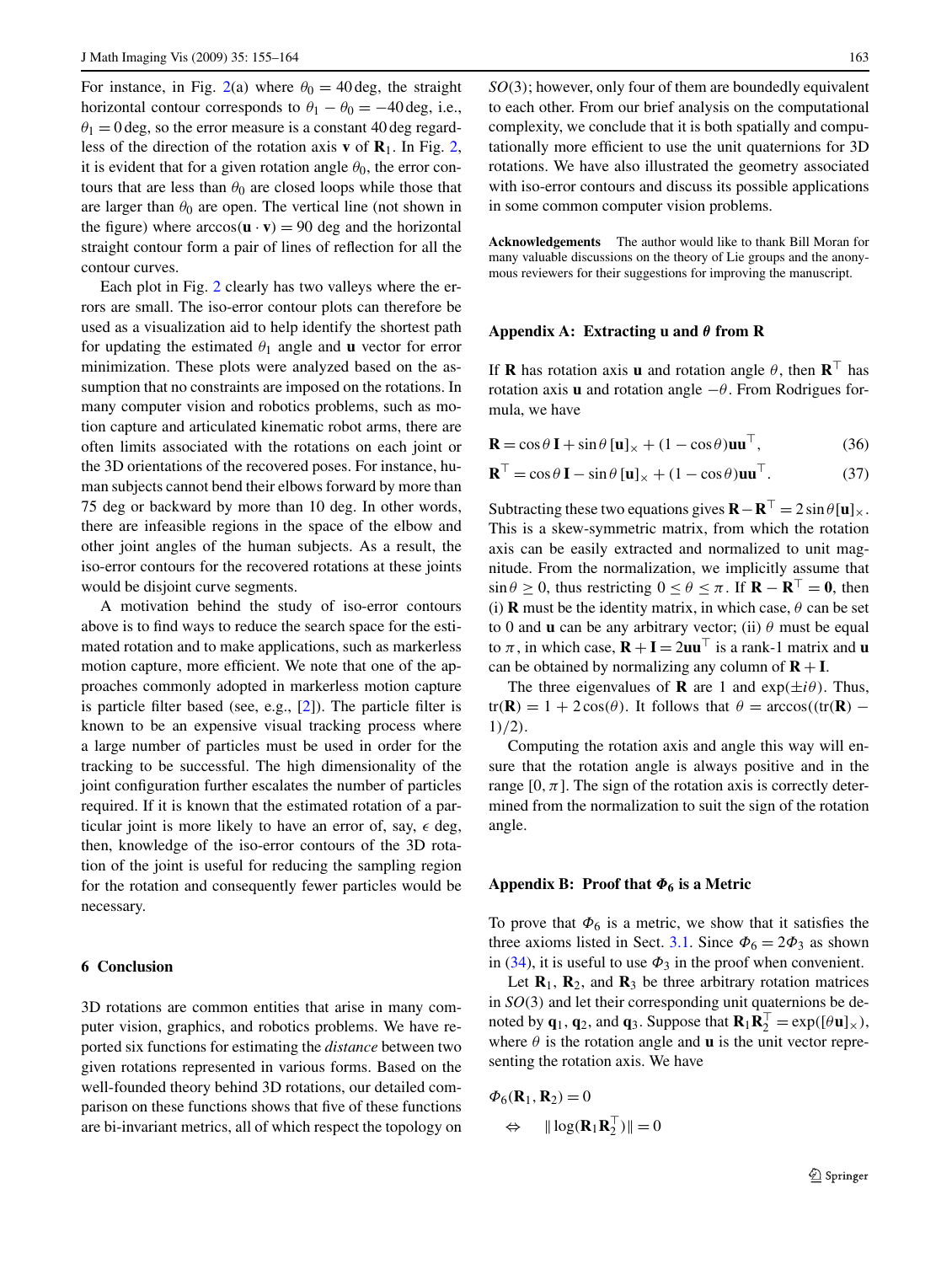For instance, in Fig. 2(a) where $\theta_0 = 40$ deg, the straight horizontal contour corresponds to $\theta_1 - \theta_0 = -40$ deg, i.e., $\theta_1 = 0$ deg, so the error measure is a constant 40 deg regardless of the direction of the rotation axis $\mathbf{v}$ of $\mathbf{R}_1$. In Fig. 2, it is evident that for a given rotation angle $\theta_0$, the error contours that are less than $\theta_0$ are closed loops while those that are larger than $\theta_0$ are open. The vertical line (not shown in the figure) where $\arccos(\mathbf{u} \cdot \mathbf{v}) = 90$ deg and the horizontal straight contour form a pair of lines of reflection for all the contour curves.

Each plot in Fig. 2 clearly has two valleys where the errors are small. The iso-error contour plots can therefore be used as a visualization aid to help identify the shortest path for updating the estimated $\theta_1$ angle and $\mathbf{u}$ vector for error minimization. These plots were analyzed based on the assumption that no constraints are imposed on the rotations. In many computer vision and robotics problems, such as motion capture and articulated kinematic robot arms, there are often limits associated with the rotations on each joint or the 3D orientations of the recovered poses. For instance, human subjects cannot bend their elbows forward by more than 75 deg or backward by more than 10 deg. In other words, there are infeasible regions in the space of the elbow and other joint angles of the human subjects. As a result, the iso-error contours for the recovered rotations at these joints would be disjoint curve segments.

A motivation behind the study of iso-error contours above is to find ways to reduce the search space for the estimated rotation and to make applications, such as markerless motion capture, more efficient. We note that one of the approaches commonly adopted in markerless motion capture is particle filter based (see, e.g., [2]). The particle filter is known to be an expensive visual tracking process where a large number of particles must be used in order for the tracking to be successful. The high dimensionality of the joint configuration further escalates the number of particles required. If it is known that the estimated rotation of a particular joint is more likely to have an error of, say, $\epsilon$ deg, then, knowledge of the iso-error contours of the 3D rotation of the joint is useful for reducing the sampling region for the rotation and consequently fewer particles would be necessary.

## 6 Conclusion

3D rotations are common entities that arise in many computer vision, graphics, and robotics problems. We have reported six functions for estimating the *distance* between two given rotations represented in various forms. Based on the well-founded theory behind 3D rotations, our detailed comparison on these functions shows that five of these functions are bi-invariant metrics, all of which respect the topology on $SO(3)$; however, only four of them are boundedly equivalent to each other. From our brief analysis on the computational complexity, we conclude that it is both spatially and computationally more efficient to use the unit quaternions for 3D rotations. We have also illustrated the geometry associated with iso-error contours and discuss its possible applications in some common computer vision problems.

**Acknowledgements** The author would like to thank Bill Moran for many valuable discussions on the theory of Lie groups and the anonymous reviewers for their suggestions for improving the manuscript.

## Appendix A: Extracting u and $\theta$ from R

If $\mathbf{R}$ has rotation axis $\mathbf{u}$ and rotation angle $\theta$, then $\mathbf{R}^\top$ has rotation axis $\mathbf{u}$ and rotation angle $-\theta$. From Rodrigues formula, we have

$$\mathbf{R} = \cos\theta\, \mathbf{I} + \sin\theta\, [\mathbf{u}]_\times + (1 - \cos\theta)\mathbf{u}\mathbf{u}^\top, \tag{36}$$

$$\mathbf{R}^\top = \cos\theta\, \mathbf{I} - \sin\theta\, [\mathbf{u}]_\times + (1 - \cos\theta)\mathbf{u}\mathbf{u}^\top. \tag{37}$$

Subtracting these two equations gives $\mathbf{R} - \mathbf{R}^\top = 2\sin\theta [\mathbf{u}]_\times$. This is a skew-symmetric matrix, from which the rotation axis can be easily extracted and normalized to unit magnitude. From the normalization, we implicitly assume that $\sin\theta \geq 0$, thus restricting $0 \leq \theta \leq \pi$. If $\mathbf{R} - \mathbf{R}^\top = \mathbf{0}$, then (i) $\mathbf{R}$ must be the identity matrix, in which case, $\theta$ can be set to 0 and $\mathbf{u}$ can be any arbitrary vector; (ii) $\theta$ must be equal to $\pi$, in which case, $\mathbf{R} + \mathbf{I} = 2\mathbf{u}\mathbf{u}^\top$ is a rank-1 matrix and $\mathbf{u}$ can be obtained by normalizing any column of $\mathbf{R} + \mathbf{I}$.

The three eigenvalues of $\mathbf{R}$ are 1 and $\exp(\pm i\theta)$. Thus, $\mathrm{tr}(\mathbf{R}) = 1 + 2\cos(\theta)$. It follows that $\theta = \arccos((\mathrm{tr}(\mathbf{R}) - 1)/2)$.

Computing the rotation axis and angle this way will ensure that the rotation angle is always positive and in the range $[0, \pi]$. The sign of the rotation axis is correctly determined from the normalization to suit the sign of the rotation angle.

## Appendix B: Proof that $\Phi_6$ is a Metric

To prove that $\Phi_6$ is a metric, we show that it satisfies the three axioms listed in Sect. 3.1. Since $\Phi_6 = 2\Phi_3$ as shown in (34), it is useful to use $\Phi_3$ in the proof when convenient.

Let $\mathbf{R}_1$, $\mathbf{R}_2$, and $\mathbf{R}_3$ be three arbitrary rotation matrices in $SO(3)$ and let their corresponding unit quaternions be denoted by $\mathbf{q}_1$, $\mathbf{q}_2$, and $\mathbf{q}_3$. Suppose that $\mathbf{R}_1\mathbf{R}_2^\top = \exp([\theta\mathbf{u}]_\times)$, where $\theta$ is the rotation angle and $\mathbf{u}$ is the unit vector representing the rotation axis. We have

$$\begin{aligned}
&\Phi_6(\mathbf{R}_1, \mathbf{R}_2) = 0 \\
&\quad \Leftrightarrow \quad \|\log(\mathbf{R}_1\mathbf{R}_2^\top)\| = 0
\end{aligned}$$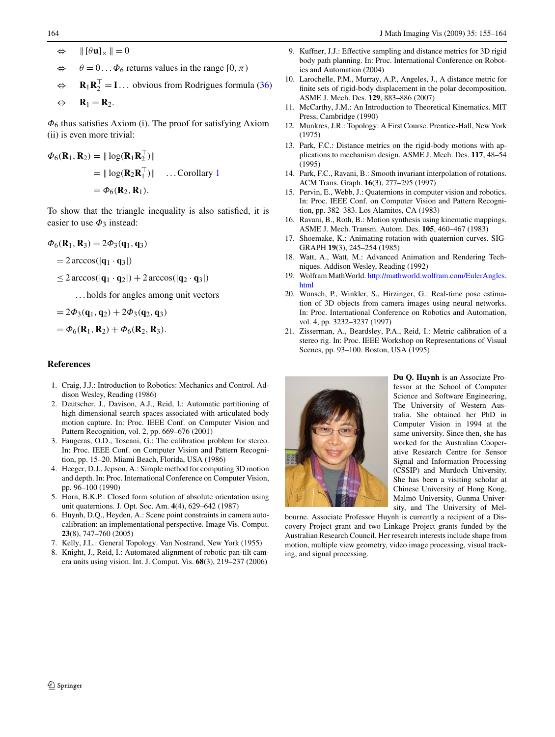$$\Leftrightarrow \quad \| [\theta \mathbf{u}]_\times \| = 0$$

$$\Leftrightarrow \quad \theta = 0 \ldots \Phi_6 \text{ returns values in the range } [0, \pi)$$

$$\Leftrightarrow \quad \mathbf{R}_1 \mathbf{R}_2^\top = \mathbf{I} \ldots \text{ obvious from Rodrigues formula (36)}$$

$$\Leftrightarrow \quad \mathbf{R}_1 = \mathbf{R}_2.$$

$\Phi_6$ thus satisfies Axiom (i). The proof for satisfying Axiom (ii) is even more trivial:

$$\begin{aligned}\Phi_6(\mathbf{R}_1, \mathbf{R}_2) &= \| \log(\mathbf{R}_1 \mathbf{R}_2^\top) \| \\ &= \| \log(\mathbf{R}_2 \mathbf{R}_1^\top) \| \quad \ldots \text{Corollary 1} \\ &= \Phi_6(\mathbf{R}_2, \mathbf{R}_1).\end{aligned}$$

To show that the triangle inequality is also satisfied, it is easier to use $\Phi_3$ instead:

$$\begin{aligned}\Phi_6(\mathbf{R}_1, \mathbf{R}_3) &= 2\Phi_3(\mathbf{q}_1, \mathbf{q}_3) \\ &= 2\arccos(|\mathbf{q}_1 \cdot \mathbf{q}_3|) \\ &\le 2\arccos(|\mathbf{q}_1 \cdot \mathbf{q}_2|) + 2\arccos(|\mathbf{q}_2 \cdot \mathbf{q}_3|) \\ &\qquad \ldots \text{holds for angles among unit vectors} \\ &= 2\Phi_3(\mathbf{q}_1, \mathbf{q}_2) + 2\Phi_3(\mathbf{q}_2, \mathbf{q}_3) \\ &= \Phi_6(\mathbf{R}_1, \mathbf{R}_2) + \Phi_6(\mathbf{R}_2, \mathbf{R}_3).\end{aligned}$$

## References

1. Craig, J.J.: Introduction to Robotics: Mechanics and Control. Addison Wesley, Reading (1986)
2. Deutscher, J., Davison, A.J., Reid, I.: Automatic partitioning of high dimensional search spaces associated with articulated body motion capture. In: Proc. IEEE Conf. on Computer Vision and Pattern Recognition, vol. 2, pp. 669–676 (2001)
3. Faugeras, O.D., Toscani, G.: The calibration problem for stereo. In: Proc. IEEE Conf. on Computer Vision and Pattern Recognition, pp. 15–20. Miami Beach, Florida, USA (1986)
4. Heeger, D.J., Jepson, A.: Simple method for computing 3D motion and depth. In: Proc. International Conference on Computer Vision, pp. 96–100 (1990)
5. Horn, B.K.P.: Closed form solution of absolute orientation using unit quaternions. J. Opt. Soc. Am. **4**(4), 629–642 (1987)
6. Huynh, D.Q., Heyden, A.: Scene point constraints in camera autocalibration: an implementational perspective. Image Vis. Comput. **23**(8), 747–760 (2005)
7. Kelly, J.L.: General Topology. Van Nostrand, New York (1955)
8. Knight, J., Reid, I.: Automated alignment of robotic pan-tilt camera units using vision. Int. J. Comput. Vis. **68**(3), 219–237 (2006)
9. Kuffner, J.J.: Effective sampling and distance metrics for 3D rigid body path planning. In: Proc. International Conference on Robotics and Automation (2004)
10. Larochelle, P.M., Murray, A.P., Angeles, J., A distance metric for finite sets of rigid-body displacement in the polar decomposition. ASME J. Mech. Des. **129**, 883–886 (2007)
11. McCarthy, J.M.: An Introduction to Theoretical Kinematics. MIT Press, Cambridge (1990)
12. Munkres, J.R.: Topology: A First Course. Prentice-Hall, New York (1975)
13. Park, F.C.: Distance metrics on the rigid-body motions with applications to mechanism design. ASME J. Mech. Des. **117**, 48–54 (1995)
14. Park, F.C., Ravani, B.: Smooth invariant interpolation of rotations. ACM Trans. Graph. **16**(3), 277–297 (1997)
15. Pervin, E., Webb, J.: Quaternions in computer vision and robotics. In: Proc. IEEE Conf. on Computer Vision and Pattern Recognition, pp. 382–383. Los Alamitos, CA (1983)
16. Ravani, B., Roth, B.: Motion synthesis using kinematic mappings. ASME J. Mech. Transm. Autom. Des. **105**, 460–467 (1983)
17. Shoemake, K.: Animating rotation with quaternion curves. SIGGRAPH **19**(3), 245–254 (1985)
18. Watt, A., Watt, M.: Advanced Animation and Rendering Techniques. Addison Wesley, Reading (1992)
19. Wolfram MathWorld. http://mathworld.wolfram.com/EulerAngles.html
20. Wunsch, P., Winkler, S., Hirzinger, G.: Real-time pose estimation of 3D objects from camera images using neural networks. In: Proc. International Conference on Robotics and Automation, vol. 4, pp. 3232–3237 (1997)
21. Zisserman, A., Beardsley, P.A., Reid, I.: Metric calibration of a stereo rig. In: Proc. IEEE Workshop on Representations of Visual Scenes, pp. 93–100. Boston, USA (1995)

**Du Q. Huynh** is an Associate Professor at the School of Computer Science and Software Engineering, The University of Western Australia. She obtained her PhD in Computer Vision in 1994 at the same university. Since then, she has worked for the Australian Cooperative Research Centre for Sensor Signal and Information Processing (CSSIP) and Murdoch University. She has been a visiting scholar at Chinese University of Hong Kong, Malmö University, Gunma University, and The University of Melbourne. Associate Professor Huynh is currently a recipient of a Discovery Project grant and two Linkage Project grants funded by the Australian Research Council. Her research interests include shape from motion, multiple view geometry, video image processing, visual tracking, and signal processing.